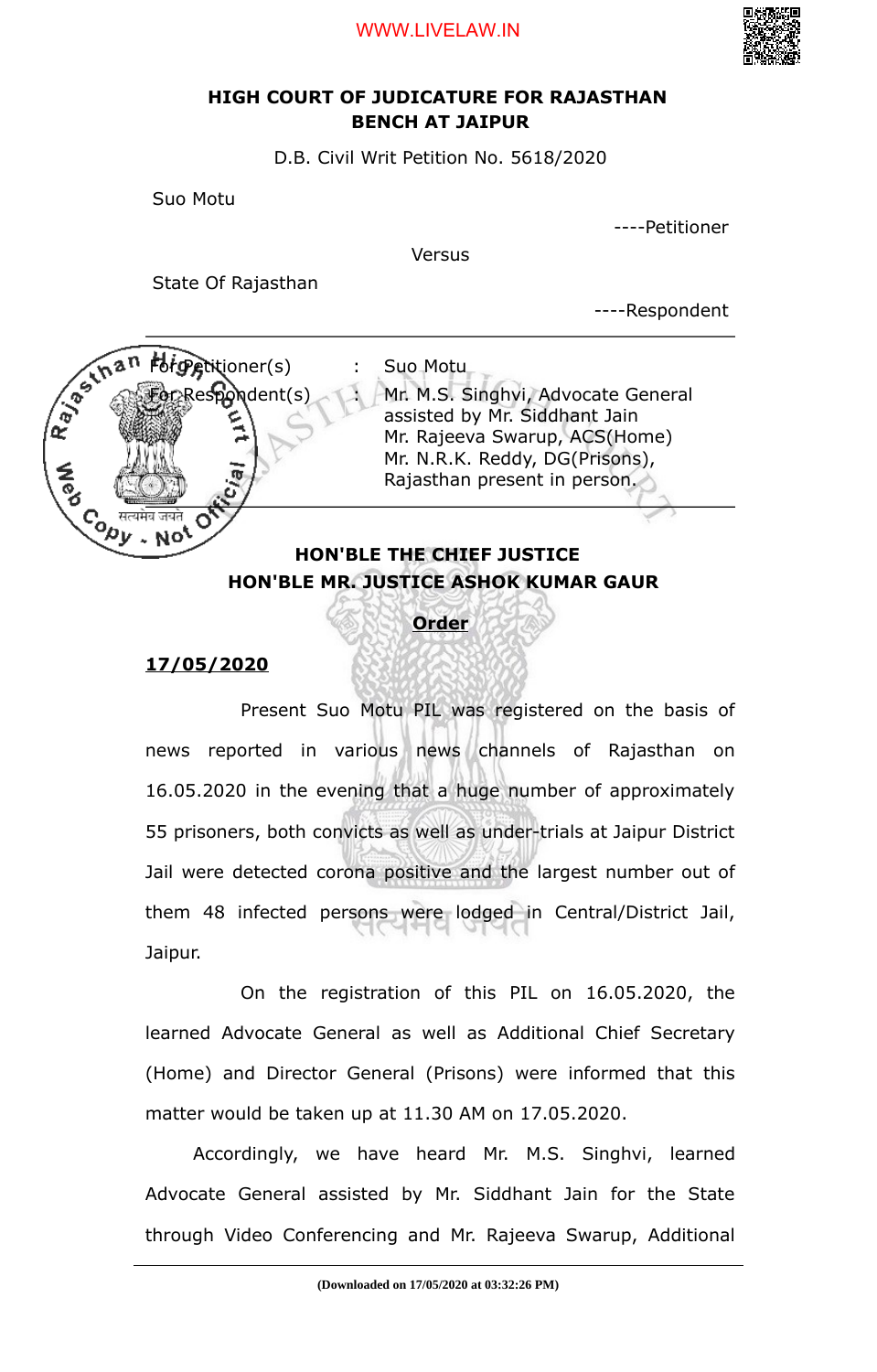# HIGH COURT OF JUDICATURE FOR RAJASTHAN
## BENCH AT JAIPUR

D.B. Civil Writ Petition No. 5618/2020

Suo Motu

----Petitioner

Versus

State Of Rajasthan

----Respondent

| | | |
|---|---|---|
| For Petitioner(s) | : | Suo Motu |
| For Respondent(s) | : | Mr. M.S. Singhvi, Advocate General assisted by Mr. Siddhant Jain<br>Mr. Rajeeva Swarup, ACS(Home)<br>Mr. N.R.K. Reddy, DG(Prisons), Rajasthan present in person. |

**HON'BLE THE CHIEF JUSTICE**
**HON'BLE MR. JUSTICE ASHOK KUMAR GAUR**

**Order**

**17/05/2020**

Present Suo Motu PIL was registered on the basis of news reported in various news channels of Rajasthan on 16.05.2020 in the evening that a huge number of approximately 55 prisoners, both convicts as well as under-trials at Jaipur District Jail were detected corona positive and the largest number out of them 48 infected persons were lodged in Central/District Jail, Jaipur.

On the registration of this PIL on 16.05.2020, the learned Advocate General as well as Additional Chief Secretary (Home) and Director General (Prisons) were informed that this matter would be taken up at 11.30 AM on 17.05.2020.

Accordingly, we have heard Mr. M.S. Singhvi, learned Advocate General assisted by Mr. Siddhant Jain for the State through Video Conferencing and Mr. Rajeeva Swarup, Additional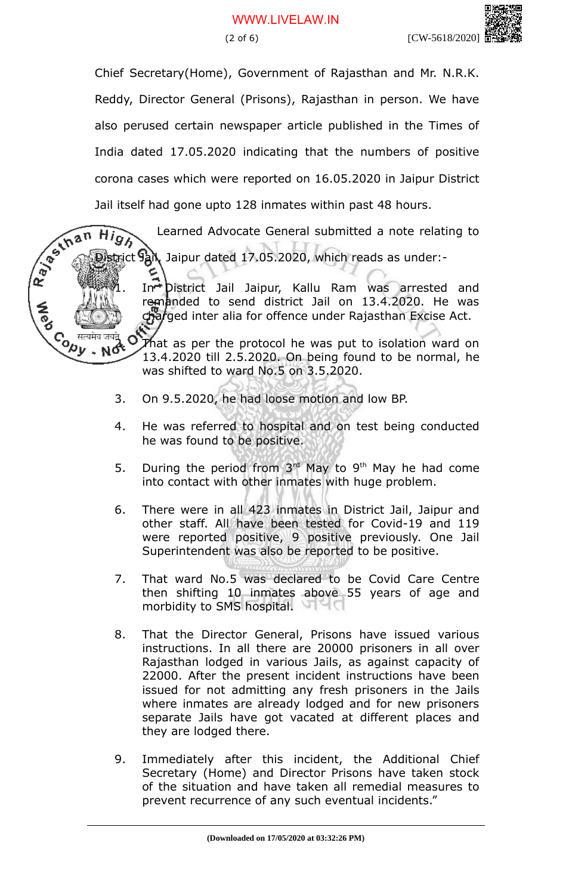Chief Secretary(Home), Government of Rajasthan and Mr. N.R.K. Reddy, Director General (Prisons), Rajasthan in person. We have also perused certain newspaper article published in the Times of India dated 17.05.2020 indicating that the numbers of positive corona cases which were reported on 16.05.2020 in Jaipur District Jail itself had gone upto 128 inmates within past 48 hours.

Learned Advocate General submitted a note relating to District Jail, Jaipur dated 17.05.2020, which reads as under:-

1. In District Jail Jaipur, Kallu Ram was arrested and remanded to send district Jail on 13.4.2020. He was charged inter alia for offence under Rajasthan Excise Act.

2. That as per the protocol he was put to isolation ward on 13.4.2020 till 2.5.2020. On being found to be normal, he was shifted to ward No.5 on 3.5.2020.

3. On 9.5.2020, he had loose motion and low BP.

4. He was referred to hospital and on test being conducted he was found to be positive.

5. During the period from 3rd May to 9th May he had come into contact with other inmates with huge problem.

6. There were in all 423 inmates in District Jail, Jaipur and other staff. All have been tested for Covid-19 and 119 were reported positive, 9 positive previously. One Jail Superintendent was also be reported to be positive.

7. That ward No.5 was declared to be Covid Care Centre then shifting 10 inmates above 55 years of age and morbidity to SMS hospital.

8. That the Director General, Prisons have issued various instructions. In all there are 20000 prisoners in all over Rajasthan lodged in various Jails, as against capacity of 22000. After the present incident instructions have been issued for not admitting any fresh prisoners in the Jails where inmates are already lodged and for new prisoners separate Jails have got vacated at different places and they are lodged there.

9. Immediately after this incident, the Additional Chief Secretary (Home) and Director Prisons have taken stock of the situation and have taken all remedial measures to prevent recurrence of any such eventual incidents."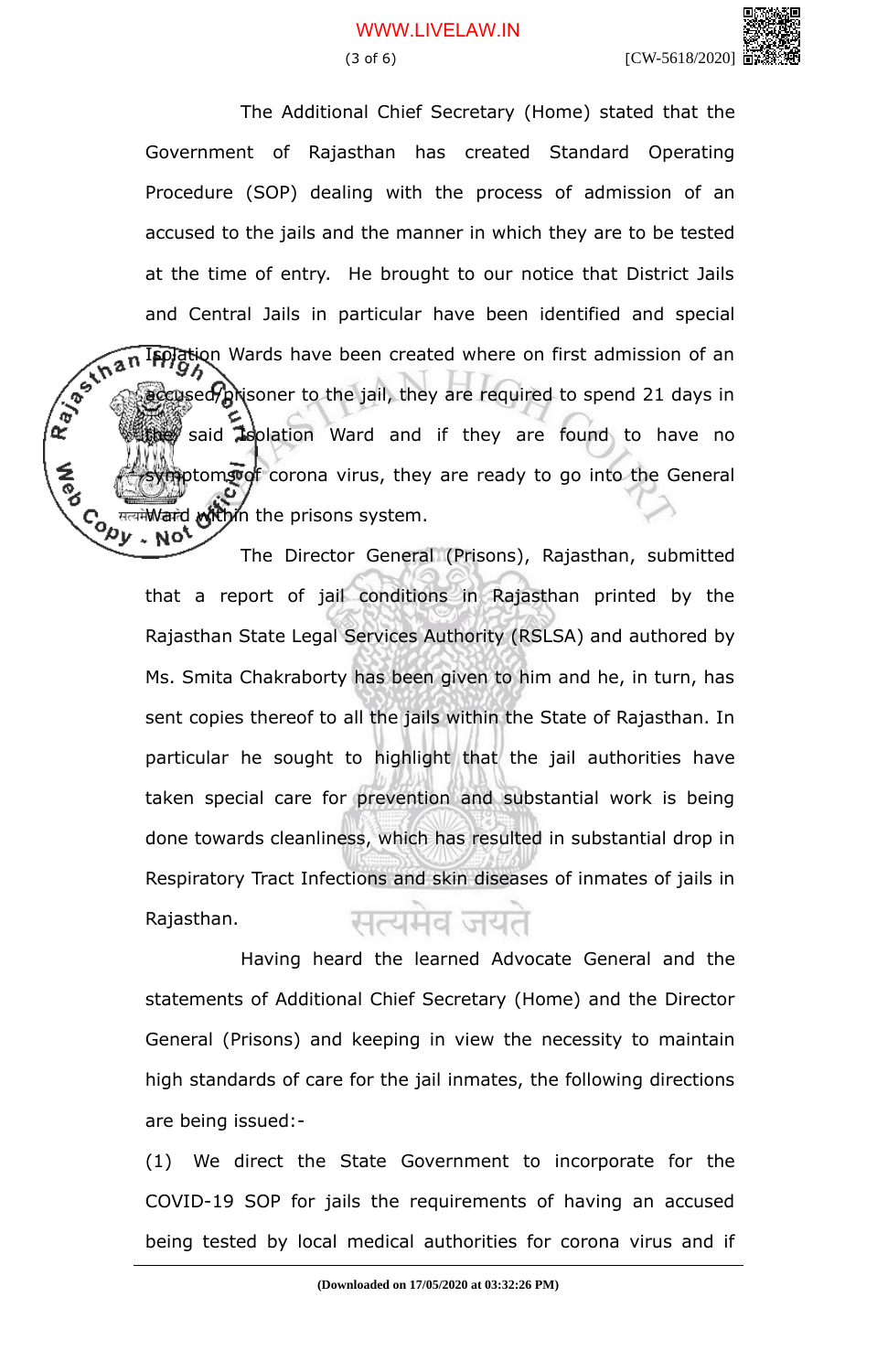The Additional Chief Secretary (Home) stated that the Government of Rajasthan has created Standard Operating Procedure (SOP) dealing with the process of admission of an accused to the jails and the manner in which they are to be tested at the time of entry. He brought to our notice that District Jails and Central Jails in particular have been identified and special Isolation Wards have been created where on first admission of an accused/prisoner to the jail, they are required to spend 21 days in the said Isolation Ward and if they are found to have no symptoms of corona virus, they are ready to go into the General Ward within the prisons system.

The Director General (Prisons), Rajasthan, submitted that a report of jail conditions in Rajasthan printed by the Rajasthan State Legal Services Authority (RSLSA) and authored by Ms. Smita Chakraborty has been given to him and he, in turn, has sent copies thereof to all the jails within the State of Rajasthan. In particular he sought to highlight that the jail authorities have taken special care for prevention and substantial work is being done towards cleanliness, which has resulted in substantial drop in Respiratory Tract Infections and skin diseases of inmates of jails in Rajasthan.

Having heard the learned Advocate General and the statements of Additional Chief Secretary (Home) and the Director General (Prisons) and keeping in view the necessity to maintain high standards of care for the jail inmates, the following directions are being issued:-

(1) We direct the State Government to incorporate for the COVID-19 SOP for jails the requirements of having an accused being tested by local medical authorities for corona virus and if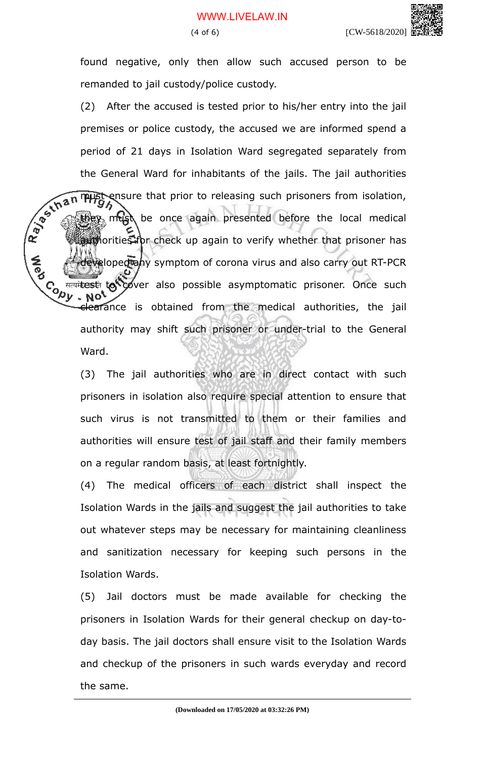found negative, only then allow such accused person to be remanded to jail custody/police custody.

(2) After the accused is tested prior to his/her entry into the jail premises or police custody, the accused we are informed spend a period of 21 days in Isolation Ward segregated separately from the General Ward for inhabitants of the jails. The jail authorities must ensure that prior to releasing such prisoners from isolation, they must be once again presented before the local medical authorities for check up again to verify whether that prisoner has developed any symptom of corona virus and also carry out RT-PCR test to cover also possible asymptomatic prisoner. Once such clearance is obtained from the medical authorities, the jail authority may shift such prisoner or under-trial to the General Ward.

(3) The jail authorities who are in direct contact with such prisoners in isolation also require special attention to ensure that such virus is not transmitted to them or their families and authorities will ensure test of jail staff and their family members on a regular random basis, at least fortnightly.

(4) The medical officers of each district shall inspect the Isolation Wards in the jails and suggest the jail authorities to take out whatever steps may be necessary for maintaining cleanliness and sanitization necessary for keeping such persons in the Isolation Wards.

(5) Jail doctors must be made available for checking the prisoners in Isolation Wards for their general checkup on day-to-day basis. The jail doctors shall ensure visit to the Isolation Wards and checkup of the prisoners in such wards everyday and record the same.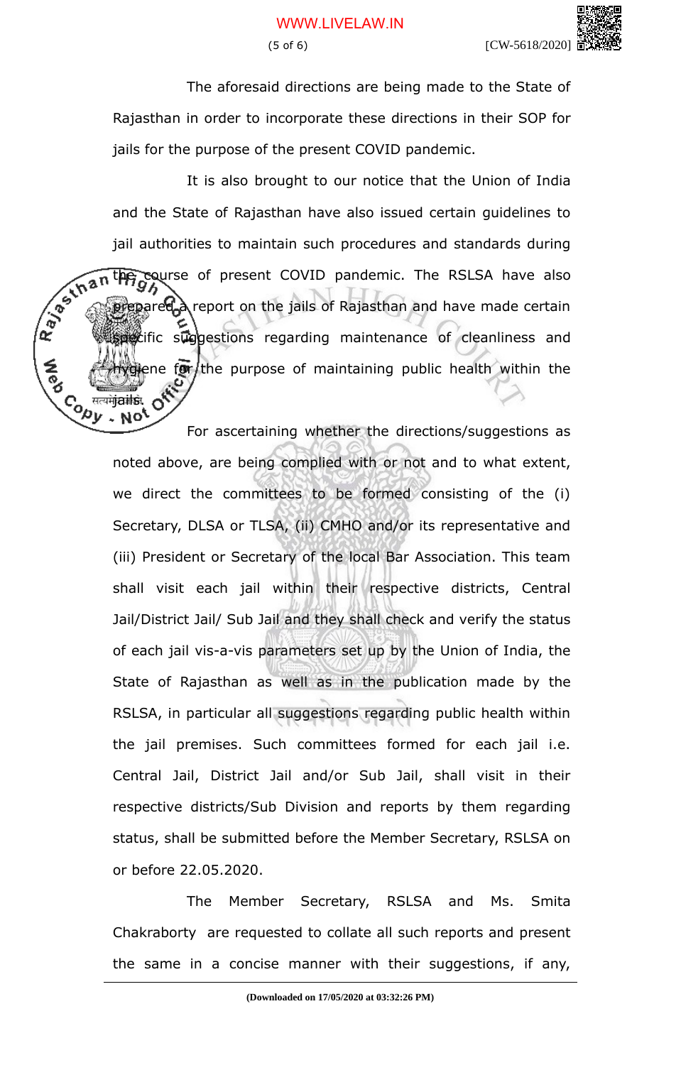The aforesaid directions are being made to the State of Rajasthan in order to incorporate these directions in their SOP for jails for the purpose of the present COVID pandemic.

It is also brought to our notice that the Union of India and the State of Rajasthan have also issued certain guidelines to jail authorities to maintain such procedures and standards during the course of present COVID pandemic. The RSLSA have also prepared a report on the jails of Rajasthan and have made certain specific suggestions regarding maintenance of cleanliness and hygiene for the purpose of maintaining public health within the jails.

For ascertaining whether the directions/suggestions as noted above, are being complied with or not and to what extent, we direct the committees to be formed consisting of the (i) Secretary, DLSA or TLSA, (ii) CMHO and/or its representative and (iii) President or Secretary of the local Bar Association. This team shall visit each jail within their respective districts, Central Jail/District Jail/ Sub Jail and they shall check and verify the status of each jail vis-a-vis parameters set up by the Union of India, the State of Rajasthan as well as in the publication made by the RSLSA, in particular all suggestions regarding public health within the jail premises. Such committees formed for each jail i.e. Central Jail, District Jail and/or Sub Jail, shall visit in their respective districts/Sub Division and reports by them regarding status, shall be submitted before the Member Secretary, RSLSA on or before 22.05.2020.

The Member Secretary, RSLSA and Ms. Smita Chakraborty are requested to collate all such reports and present the same in a concise manner with their suggestions, if any,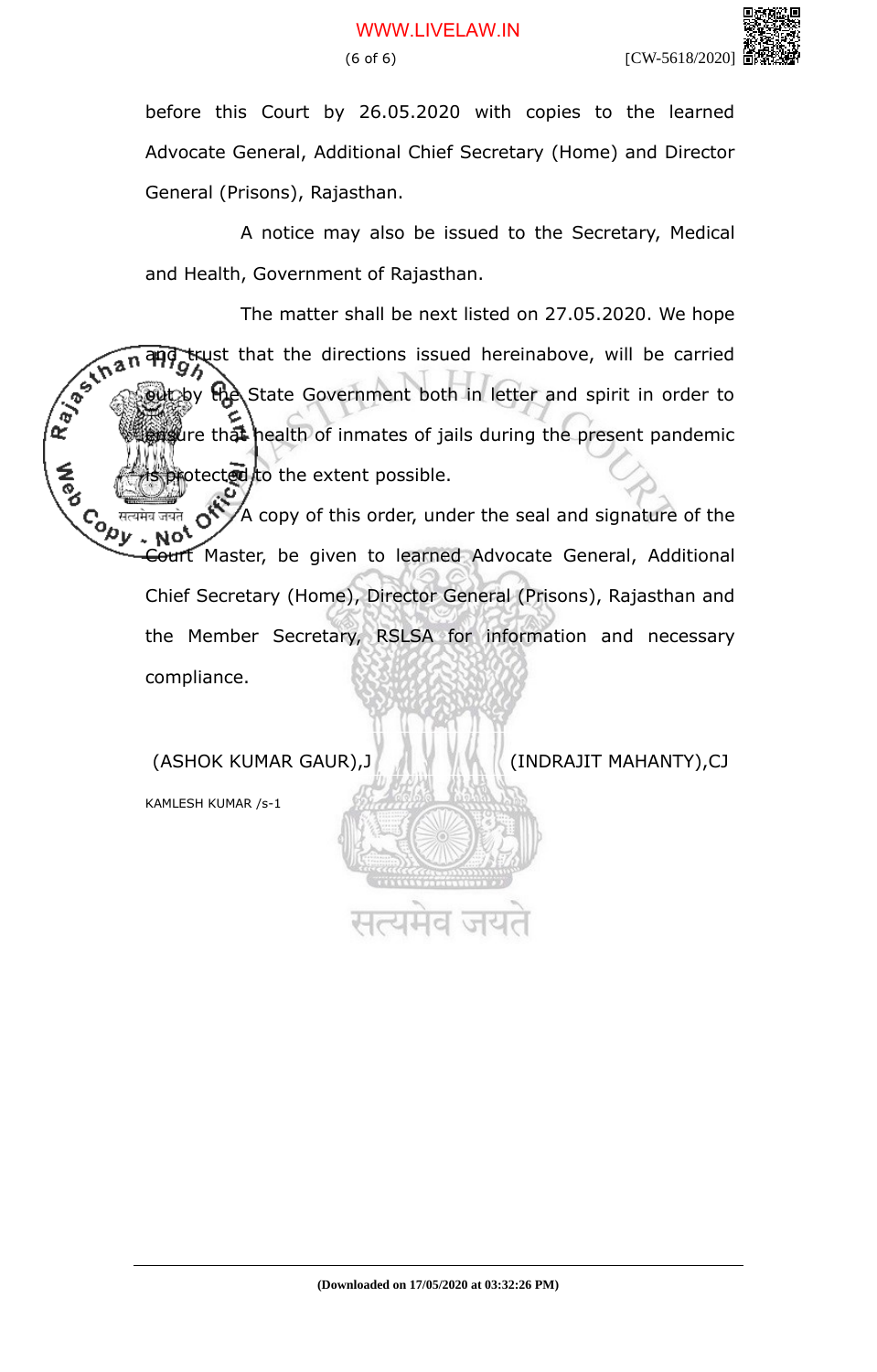before this Court by 26.05.2020 with copies to the learned Advocate General, Additional Chief Secretary (Home) and Director General (Prisons), Rajasthan.

A notice may also be issued to the Secretary, Medical and Health, Government of Rajasthan.

The matter shall be next listed on 27.05.2020. We hope and trust that the directions issued hereinabove, will be carried out by the State Government both in letter and spirit in order to ensure that health of inmates of jails during the present pandemic is protected to the extent possible.

A copy of this order, under the seal and signature of the Court Master, be given to learned Advocate General, Additional Chief Secretary (Home), Director General (Prisons), Rajasthan and the Member Secretary, RSLSA for information and necessary compliance.

(ASHOK KUMAR GAUR),J (INDRAJIT MAHANTY),CJ

KAMLESH KUMAR /s-1